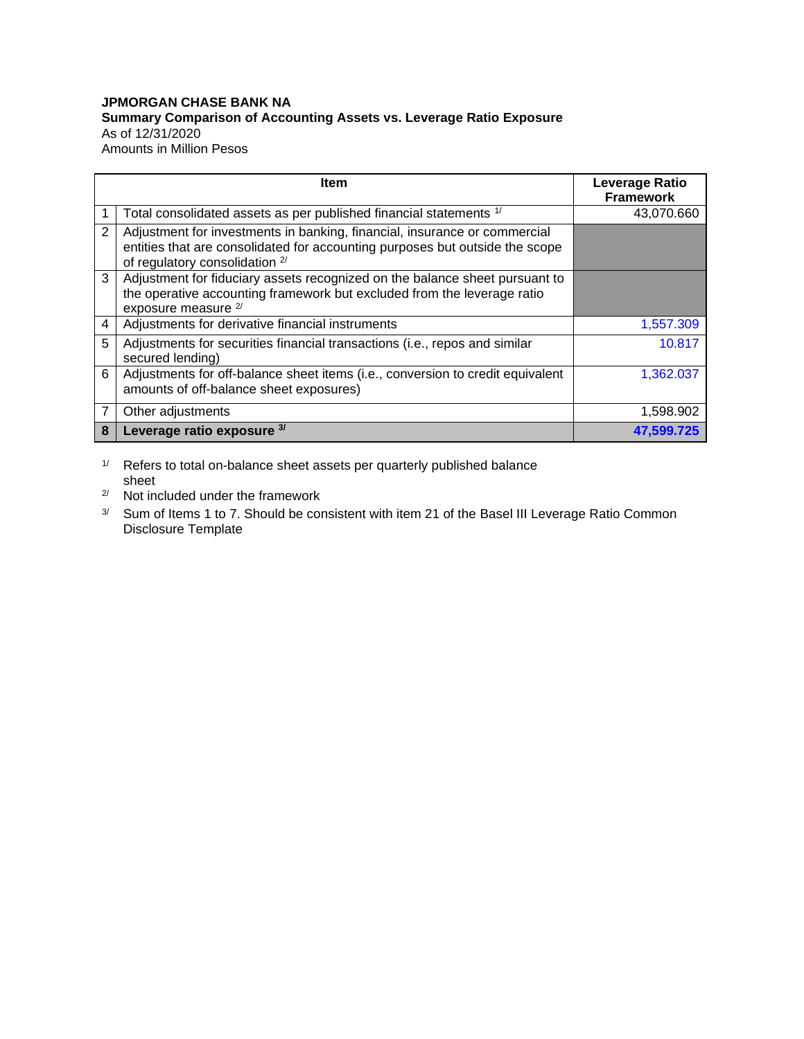**JPMORGAN CHASE BANK NA**

**Summary Comparison of Accounting Assets vs. Leverage Ratio Exposure**

As of 12/31/2020

Amounts in Million Pesos

| | Item | Leverage Ratio Framework |
|---|---|---|
| 1 | Total consolidated assets as per published financial statements [1/] | 43,070.660 |
| 2 | Adjustment for investments in banking, financial, insurance or commercial entities that are consolidated for accounting purposes but outside the scope of regulatory consolidation [2/] | |
| 3 | Adjustment for fiduciary assets recognized on the balance sheet pursuant to the operative accounting framework but excluded from the leverage ratio exposure measure [2/] | |
| 4 | Adjustments for derivative financial instruments | 1,557.309 |
| 5 | Adjustments for securities financial transactions (i.e., repos and similar secured lending) | 10.817 |
| 6 | Adjustments for off-balance sheet items (i.e., conversion to credit equivalent amounts of off-balance sheet exposures) | 1,362.037 |
| 7 | Other adjustments | 1,598.902 |
| **8** | **Leverage ratio exposure** [3/] | **47,599.725** |

[1/] Refers to total on-balance sheet assets per quarterly published balance sheet

[2/] Not included under the framework

[3/] Sum of Items 1 to 7. Should be consistent with item 21 of the Basel III Leverage Ratio Common Disclosure Template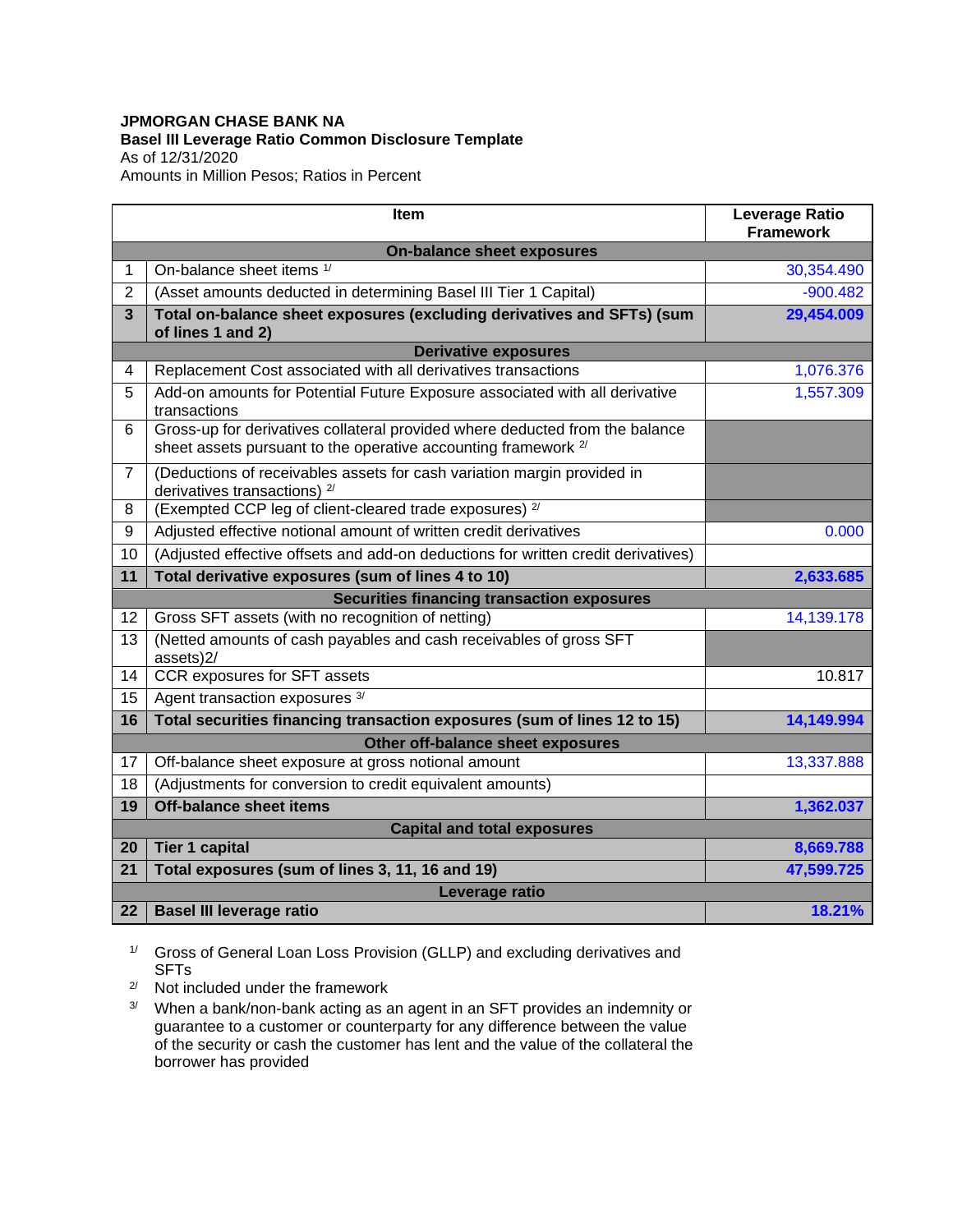**JPMORGAN CHASE BANK NA**
**Basel III Leverage Ratio Common Disclosure Template**
As of 12/31/2020
Amounts in Million Pesos; Ratios in Percent

| | Item | Leverage Ratio Framework |
|---|---|---|
| | **On-balance sheet exposures** | |
| 1 | On-balance sheet items [1/] | 30,354.490 |
| 2 | (Asset amounts deducted in determining Basel III Tier 1 Capital) | -900.482 |
| **3** | **Total on-balance sheet exposures (excluding derivatives and SFTs) (sum of lines 1 and 2)** | **29,454.009** |
| | **Derivative exposures** | |
| 4 | Replacement Cost associated with all derivatives transactions | 1,076.376 |
| 5 | Add-on amounts for Potential Future Exposure associated with all derivative transactions | 1,557.309 |
| 6 | Gross-up for derivatives collateral provided where deducted from the balance sheet assets pursuant to the operative accounting framework [2/] | |
| 7 | (Deductions of receivables assets for cash variation margin provided in derivatives transactions) [2/] | |
| 8 | (Exempted CCP leg of client-cleared trade exposures) [2/] | |
| 9 | Adjusted effective notional amount of written credit derivatives | 0.000 |
| 10 | (Adjusted effective offsets and add-on deductions for written credit derivatives) | |
| **11** | **Total derivative exposures (sum of lines 4 to 10)** | **2,633.685** |
| | **Securities financing transaction exposures** | |
| 12 | Gross SFT assets (with no recognition of netting) | 14,139.178 |
| 13 | (Netted amounts of cash payables and cash receivables of gross SFT assets)2/ | |
| 14 | CCR exposures for SFT assets | 10.817 |
| 15 | Agent transaction exposures [3/] | |
| **16** | **Total securities financing transaction exposures (sum of lines 12 to 15)** | **14,149.994** |
| | **Other off-balance sheet exposures** | |
| 17 | Off-balance sheet exposure at gross notional amount | 13,337.888 |
| 18 | (Adjustments for conversion to credit equivalent amounts) | |
| **19** | **Off-balance sheet items** | **1,362.037** |
| | **Capital and total exposures** | |
| **20** | **Tier 1 capital** | **8,669.788** |
| **21** | **Total exposures (sum of lines 3, 11, 16 and 19)** | **47,599.725** |
| | **Leverage ratio** | |
| **22** | **Basel III leverage ratio** | **18.21%** |

[1/] Gross of General Loan Loss Provision (GLLP) and excluding derivatives and SFTs

[2/] Not included under the framework

[3/] When a bank/non-bank acting as an agent in an SFT provides an indemnity or guarantee to a customer or counterparty for any difference between the value of the security or cash the customer has lent and the value of the collateral the borrower has provided